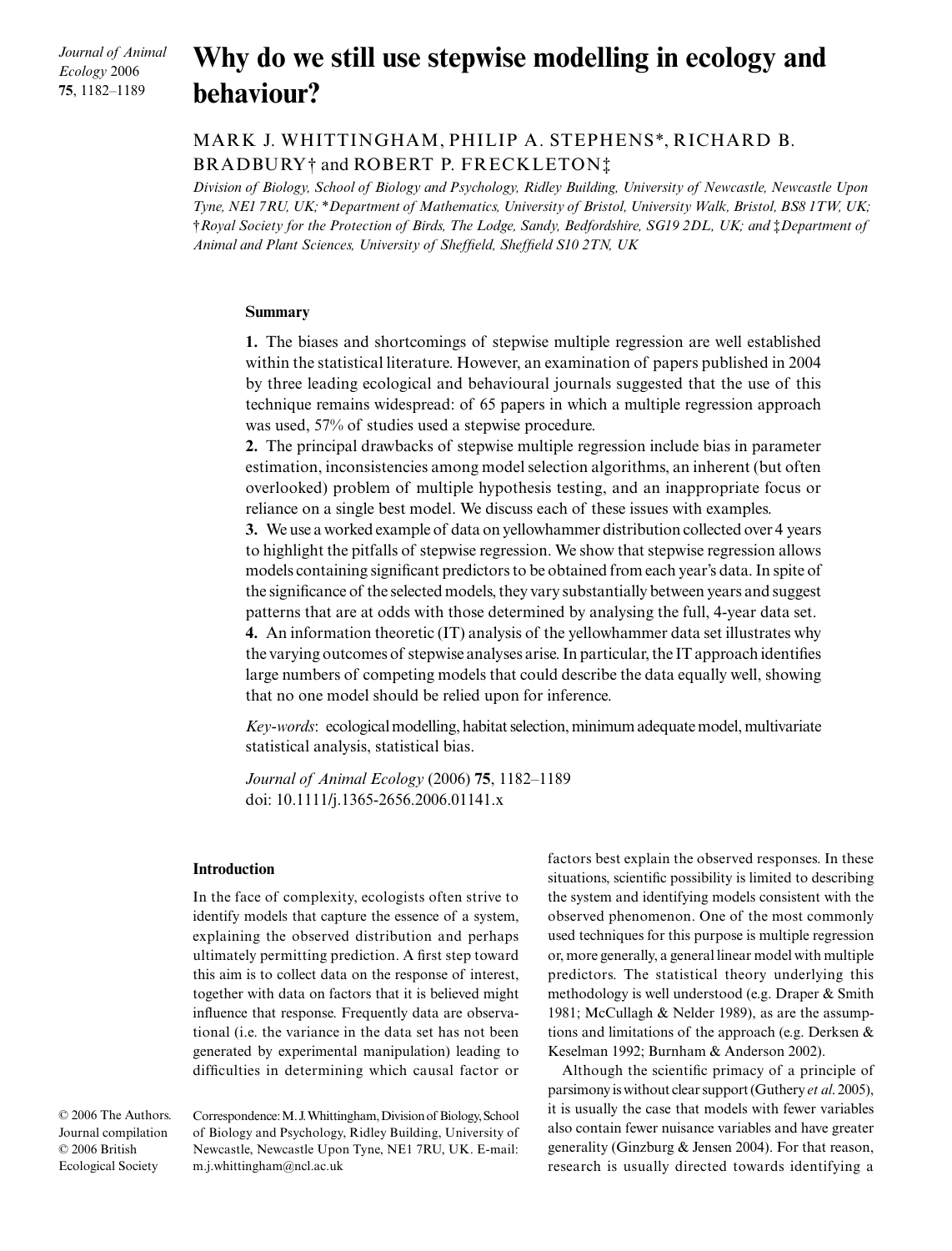# Why do we still use stepwise modelling in ecology and behaviour?

MARK J. WHITTINGHAM, PHILIP A. STEPHENS*, RICHARD B. BRADBURY† and ROBERT P. FRECKLETON‡

*Division of Biology, School of Biology and Psychology, Ridley Building, University of Newcastle, Newcastle Upon Tyne, NE1 7RU, UK; \*Department of Mathematics, University of Bristol, University Walk, Bristol, BS8 1TW, UK; †Royal Society for the Protection of Birds, The Lodge, Sandy, Bedfordshire, SG19 2DL, UK; and ‡Department of Animal and Plant Sciences, University of Sheffield, Sheffield S10 2TN, UK*

## Summary

**1.** The biases and shortcomings of stepwise multiple regression are well established within the statistical literature. However, an examination of papers published in 2004 by three leading ecological and behavioural journals suggested that the use of this technique remains widespread: of 65 papers in which a multiple regression approach was used, 57% of studies used a stepwise procedure.

**2.** The principal drawbacks of stepwise multiple regression include bias in parameter estimation, inconsistencies among model selection algorithms, an inherent (but often overlooked) problem of multiple hypothesis testing, and an inappropriate focus or reliance on a single best model. We discuss each of these issues with examples.

**3.** We use a worked example of data on yellowhammer distribution collected over 4 years to highlight the pitfalls of stepwise regression. We show that stepwise regression allows models containing significant predictors to be obtained from each year's data. In spite of the significance of the selected models, they vary substantially between years and suggest patterns that are at odds with those determined by analysing the full, 4-year data set.

**4.** An information theoretic (IT) analysis of the yellowhammer data set illustrates why the varying outcomes of stepwise analyses arise. In particular, the IT approach identifies large numbers of competing models that could describe the data equally well, showing that no one model should be relied upon for inference.

*Key-words*: ecological modelling, habitat selection, minimum adequate model, multivariate statistical analysis, statistical bias.

*Journal of Animal Ecology* (2006) **75**, 1182–1189
doi: 10.1111/j.1365-2656.2006.01141.x

## Introduction

In the face of complexity, ecologists often strive to identify models that capture the essence of a system, explaining the observed distribution and perhaps ultimately permitting prediction. A first step toward this aim is to collect data on the response of interest, together with data on factors that it is believed might influence that response. Frequently data are observational (i.e. the variance in the data set has not been generated by experimental manipulation) leading to difficulties in determining which causal factor or factors best explain the observed responses. In these situations, scientific possibility is limited to describing the system and identifying models consistent with the observed phenomenon. One of the most commonly used techniques for this purpose is multiple regression or, more generally, a general linear model with multiple predictors. The statistical theory underlying this methodology is well understood (e.g. Draper & Smith 1981; McCullagh & Nelder 1989), as are the assumptions and limitations of the approach (e.g. Derksen & Keselman 1992; Burnham & Anderson 2002).

Although the scientific primacy of a principle of parsimony is without clear support (Guthery *et al.* 2005), it is usually the case that models with fewer variables also contain fewer nuisance variables and have greater generality (Ginzburg & Jensen 2004). For that reason, research is usually directed towards identifying a

© 2006 The Authors. Journal compilation © 2006 British Ecological Society

Correspondence: M. J. Whittingham, Division of Biology, School of Biology and Psychology, Ridley Building, University of Newcastle, Newcastle Upon Tyne, NE1 7RU, UK. E-mail: m.j.whittingham@ncl.ac.uk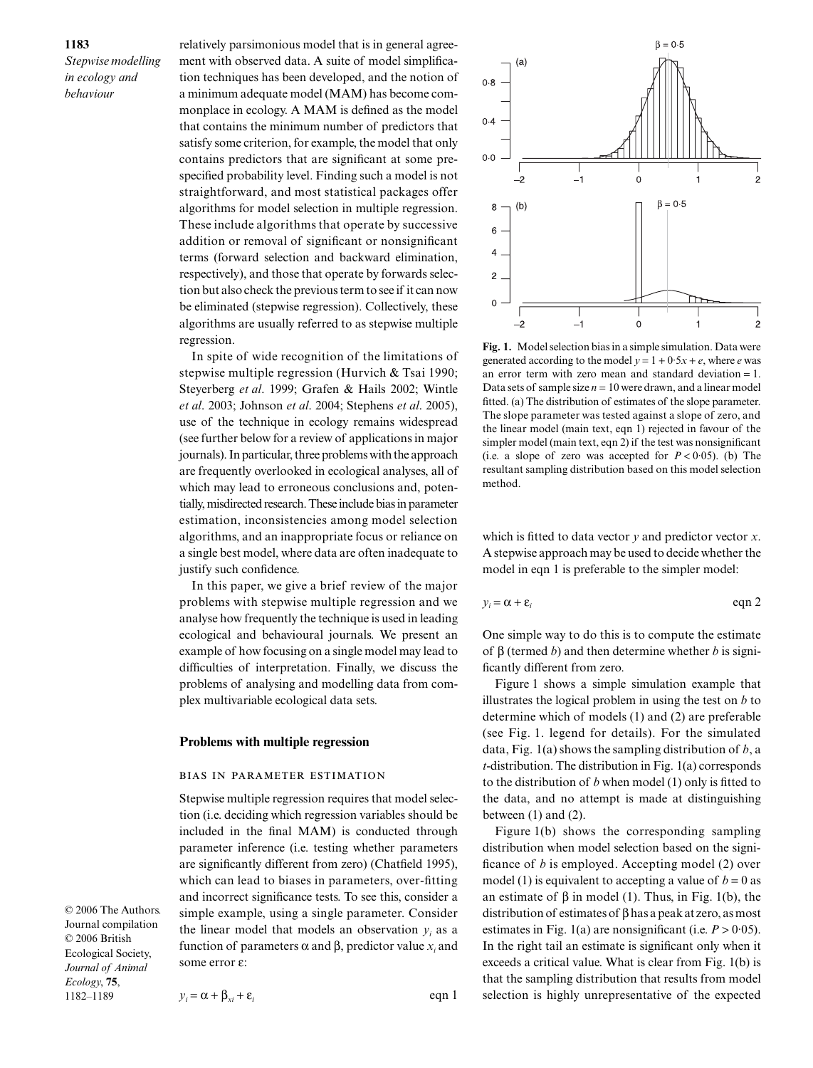relatively parsimonious model that is in general agreement with observed data. A suite of model simplification techniques has been developed, and the notion of a minimum adequate model (MAM) has become commonplace in ecology. A MAM is defined as the model that contains the minimum number of predictors that satisfy some criterion, for example, the model that only contains predictors that are significant at some prespecified probability level. Finding such a model is not straightforward, and most statistical packages offer algorithms for model selection in multiple regression. These include algorithms that operate by successive addition or removal of significant or nonsignificant terms (forward selection and backward elimination, respectively), and those that operate by forwards selection but also check the previous term to see if it can now be eliminated (stepwise regression). Collectively, these algorithms are usually referred to as stepwise multiple regression.

In spite of wide recognition of the limitations of stepwise multiple regression (Hurvich & Tsai 1990; Steyerberg *et al*. 1999; Grafen & Hails 2002; Wintle *et al*. 2003; Johnson *et al*. 2004; Stephens *et al*. 2005), use of the technique in ecology remains widespread (see further below for a review of applications in major journals). In particular, three problems with the approach are frequently overlooked in ecological analyses, all of which may lead to erroneous conclusions and, potentially, misdirected research. These include bias in parameter estimation, inconsistencies among model selection algorithms, and an inappropriate focus or reliance on a single best model, where data are often inadequate to justify such confidence.

In this paper, we give a brief review of the major problems with stepwise multiple regression and we analyse how frequently the technique is used in leading ecological and behavioural journals. We present an example of how focusing on a single model may lead to difficulties of interpretation. Finally, we discuss the problems of analysing and modelling data from complex multivariable ecological data sets.

## Problems with multiple regression

### Bias in parameter estimation

Stepwise multiple regression requires that model selection (i.e. deciding which regression variables should be included in the final MAM) is conducted through parameter inference (i.e. testing whether parameters are significantly different from zero) (Chatfield 1995), which can lead to biases in parameters, over-fitting and incorrect significance tests. To see this, consider a simple example, using a single parameter. Consider the linear model that models an observation $y_i$ as a function of parameters $\alpha$ and $\beta$, predictor value $x_i$ and some error $\varepsilon$:

$$y_i = \alpha + \beta_{xi} + \varepsilon_i \qquad \text{eqn 1}$$

β = 0·5

(a)

0·8

0·4

0·0

–2 –1 0 1 2

8 (b) β = 0·5

6

4

2

0

–2 –1 0 1 2

**Fig. 1.** Model selection bias in a simple simulation. Data were generated according to the model $y = 1 + 0{\cdot}5x + e$, where $e$ was an error term with zero mean and standard deviation = 1. Data sets of sample size $n = 10$ were drawn, and a linear model fitted. (a) The distribution of estimates of the slope parameter. The slope parameter was tested against a slope of zero, and the linear model (main text, eqn 1) rejected in favour of the simpler model (main text, eqn 2) if the test was nonsignificant (i.e. a slope of zero was accepted for $P < 0{\cdot}05$). (b) The resultant sampling distribution based on this model selection method.

which is fitted to data vector $y$ and predictor vector $x$. A stepwise approach may be used to decide whether the model in eqn 1 is preferable to the simpler model:

$$y_i = \alpha + \varepsilon_i \qquad \text{eqn 2}$$

One simple way to do this is to compute the estimate of $\beta$ (termed $b$) and then determine whether $b$ is significantly different from zero.

Figure 1 shows a simple simulation example that illustrates the logical problem in using the test on $b$ to determine which of models (1) and (2) are preferable (see Fig. 1. legend for details). For the simulated data, Fig. 1(a) shows the sampling distribution of $b$, a $t$-distribution. The distribution in Fig. 1(a) corresponds to the distribution of $b$ when model (1) only is fitted to the data, and no attempt is made at distinguishing between (1) and (2).

Figure 1(b) shows the corresponding sampling distribution when model selection based on the significance of $b$ is employed. Accepting model (2) over model (1) is equivalent to accepting a value of $b = 0$ as an estimate of $\beta$ in model (1). Thus, in Fig. 1(b), the distribution of estimates of $\beta$ has a peak at zero, as most estimates in Fig. 1(a) are nonsignificant (i.e. $P > 0{\cdot}05$). In the right tail an estimate is significant only when it exceeds a critical value. What is clear from Fig. 1(b) is that the sampling distribution that results from model selection is highly unrepresentative of the expected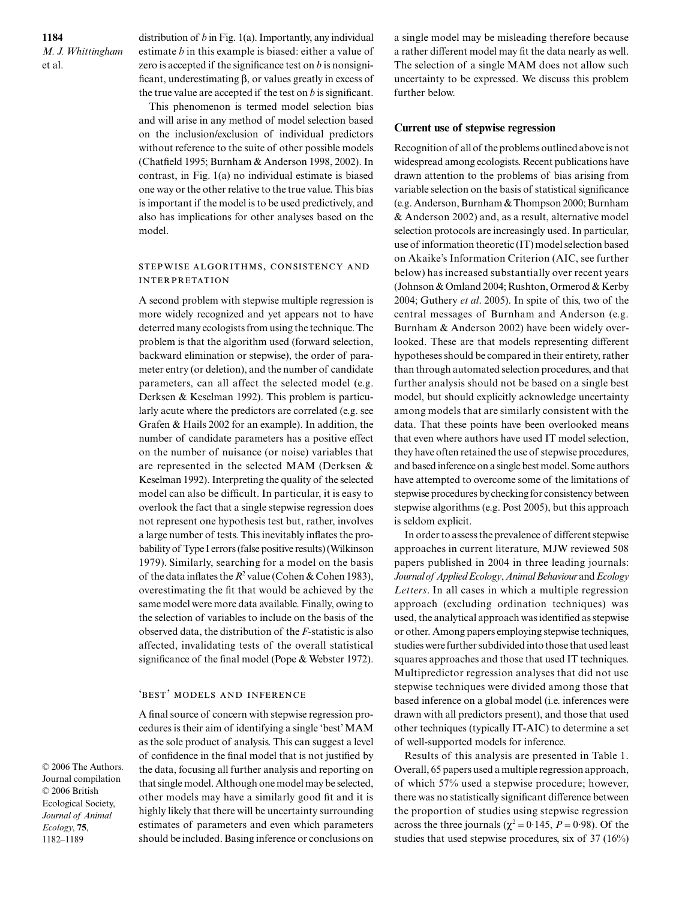distribution of $b$ in Fig. 1(a). Importantly, any individual estimate $b$ in this example is biased: either a value of zero is accepted if the significance test on $b$ is nonsignificant, underestimating $\beta$, or values greatly in excess of the true value are accepted if the test on $b$ is significant.

This phenomenon is termed model selection bias and will arise in any method of model selection based on the inclusion/exclusion of individual predictors without reference to the suite of other possible models (Chatfield 1995; Burnham & Anderson 1998, 2002). In contrast, in Fig. 1(a) no individual estimate is biased one way or the other relative to the true value. This bias is important if the model is to be used predictively, and also has implications for other analyses based on the model.

### STEPWISE ALGORITHMS, CONSISTENCY AND INTERPRETATION

A second problem with stepwise multiple regression is more widely recognized and yet appears not to have deterred many ecologists from using the technique. The problem is that the algorithm used (forward selection, backward elimination or stepwise), the order of parameter entry (or deletion), and the number of candidate parameters, can all affect the selected model (e.g. Derksen & Keselman 1992). This problem is particularly acute where the predictors are correlated (e.g. see Grafen & Hails 2002 for an example). In addition, the number of candidate parameters has a positive effect on the number of nuisance (or noise) variables that are represented in the selected MAM (Derksen & Keselman 1992). Interpreting the quality of the selected model can also be difficult. In particular, it is easy to overlook the fact that a single stepwise regression does not represent one hypothesis test but, rather, involves a large number of tests. This inevitably inflates the probability of Type I errors (false positive results) (Wilkinson 1979). Similarly, searching for a model on the basis of the data inflates the $R^2$ value (Cohen & Cohen 1983), overestimating the fit that would be achieved by the same model were more data available. Finally, owing to the selection of variables to include on the basis of the observed data, the distribution of the $F$-statistic is also affected, invalidating tests of the overall statistical significance of the final model (Pope & Webster 1972).

### 'BEST' MODELS AND INFERENCE

A final source of concern with stepwise regression procedures is their aim of identifying a single 'best' MAM as the sole product of analysis. This can suggest a level of confidence in the final model that is not justified by the data, focusing all further analysis and reporting on that single model. Although one model may be selected, other models may have a similarly good fit and it is highly likely that there will be uncertainty surrounding estimates of parameters and even which parameters should be included. Basing inference or conclusions on a single model may be misleading therefore because a rather different model may fit the data nearly as well. The selection of a single MAM does not allow such uncertainty to be expressed. We discuss this problem further below.

## Current use of stepwise regression

Recognition of all of the problems outlined above is not widespread among ecologists. Recent publications have drawn attention to the problems of bias arising from variable selection on the basis of statistical significance (e.g. Anderson, Burnham & Thompson 2000; Burnham & Anderson 2002) and, as a result, alternative model selection protocols are increasingly used. In particular, use of information theoretic (IT) model selection based on Akaike's Information Criterion (AIC, see further below) has increased substantially over recent years (Johnson & Omland 2004; Rushton, Ormerod & Kerby 2004; Guthery *et al*. 2005). In spite of this, two of the central messages of Burnham and Anderson (e.g. Burnham & Anderson 2002) have been widely overlooked. These are that models representing different hypotheses should be compared in their entirety, rather than through automated selection procedures, and that further analysis should not be based on a single best model, but should explicitly acknowledge uncertainty among models that are similarly consistent with the data. That these points have been overlooked means that even where authors have used IT model selection, they have often retained the use of stepwise procedures, and based inference on a single best model. Some authors have attempted to overcome some of the limitations of stepwise procedures by checking for consistency between stepwise algorithms (e.g. Post 2005), but this approach is seldom explicit.

In order to assess the prevalence of different stepwise approaches in current literature, MJW reviewed 508 papers published in 2004 in three leading journals: *Journal of Applied Ecology*, *Animal Behaviour* and *Ecology Letters*. In all cases in which a multiple regression approach (excluding ordination techniques) was used, the analytical approach was identified as stepwise or other. Among papers employing stepwise techniques, studies were further subdivided into those that used least squares approaches and those that used IT techniques. Multipredictor regression analyses that did not use stepwise techniques were divided among those that based inference on a global model (i.e. inferences were drawn with all predictors present), and those that used other techniques (typically IT-AIC) to determine a set of well-supported models for inference.

Results of this analysis are presented in Table 1. Overall, 65 papers used a multiple regression approach, of which 57% used a stepwise procedure; however, there was no statistically significant difference between the proportion of studies using stepwise regression across the three journals ($\chi^2 = 0{\cdot}145$, $P = 0{\cdot}98$). Of the studies that used stepwise procedures, six of 37 (16%)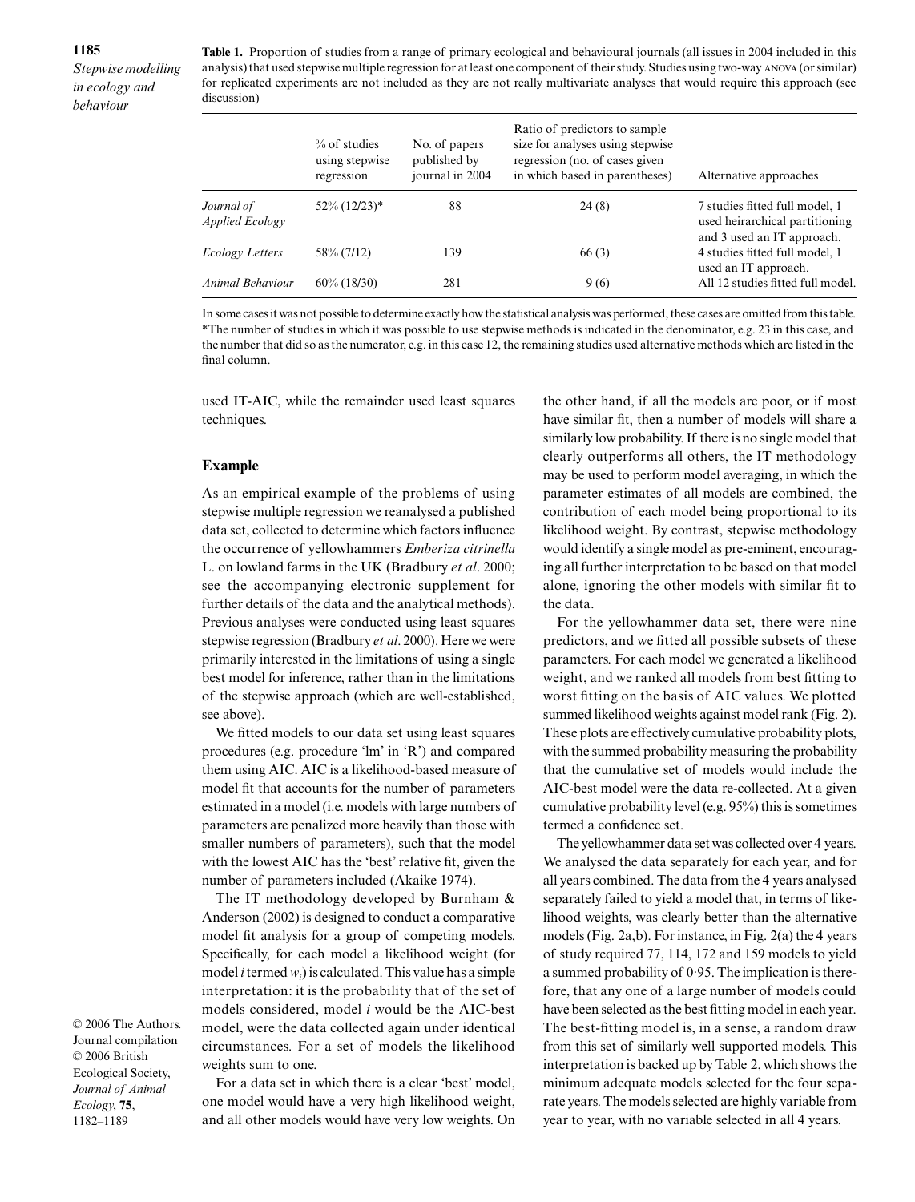**Table 1.** Proportion of studies from a range of primary ecological and behavioural journals (all issues in 2004 included in this analysis) that used stepwise multiple regression for at least one component of their study. Studies using two-way ANOVA (or similar) for replicated experiments are not included as they are not really multivariate analyses that would require this approach (see discussion)

| | % of studies using stepwise regression | No. of papers published by journal in 2004 | Ratio of predictors to sample size for analyses using stepwise regression (no. of cases given in which based in parentheses) | Alternative approaches |
|---|---|---|---|---|
| *Journal of Applied Ecology* | 52% (12/23)* | 88 | 24 (8) | 7 studies fitted full model, 1 used heirarchical partitioning and 3 used an IT approach. |
| *Ecology Letters* | 58% (7/12) | 139 | 66 (3) | 4 studies fitted full model, 1 used an IT approach. |
| *Animal Behaviour* | 60% (18/30) | 281 | 9 (6) | All 12 studies fitted full model. |

In some cases it was not possible to determine exactly how the statistical analysis was performed, these cases are omitted from this table. *The number of studies in which it was possible to use stepwise methods is indicated in the denominator, e.g. 23 in this case, and the number that did so as the numerator, e.g. in this case 12, the remaining studies used alternative methods which are listed in the final column.

used IT-AIC, while the remainder used least squares techniques.

## Example

As an empirical example of the problems of using stepwise multiple regression we reanalysed a published data set, collected to determine which factors influence the occurrence of yellowhammers *Emberiza citrinella* L. on lowland farms in the UK (Bradbury *et al*. 2000; see the accompanying electronic supplement for further details of the data and the analytical methods). Previous analyses were conducted using least squares stepwise regression (Bradbury *et al*. 2000). Here we were primarily interested in the limitations of using a single best model for inference, rather than in the limitations of the stepwise approach (which are well-established, see above).

We fitted models to our data set using least squares procedures (e.g. procedure 'lm' in 'R') and compared them using AIC. AIC is a likelihood-based measure of model fit that accounts for the number of parameters estimated in a model (i.e. models with large numbers of parameters are penalized more heavily than those with smaller numbers of parameters), such that the model with the lowest AIC has the 'best' relative fit, given the number of parameters included (Akaike 1974).

The IT methodology developed by Burnham & Anderson (2002) is designed to conduct a comparative model fit analysis for a group of competing models. Specifically, for each model a likelihood weight (for model $i$ termed $w_i$) is calculated. This value has a simple interpretation: it is the probability that of the set of models considered, model $i$ would be the AIC-best model, were the data collected again under identical circumstances. For a set of models the likelihood weights sum to one.

For a data set in which there is a clear 'best' model, one model would have a very high likelihood weight, and all other models would have very low weights. On the other hand, if all the models are poor, or if most have similar fit, then a number of models will share a similarly low probability. If there is no single model that clearly outperforms all others, the IT methodology may be used to perform model averaging, in which the parameter estimates of all models are combined, the contribution of each model being proportional to its likelihood weight. By contrast, stepwise methodology would identify a single model as pre-eminent, encouraging all further interpretation to be based on that model alone, ignoring the other models with similar fit to the data.

For the yellowhammer data set, there were nine predictors, and we fitted all possible subsets of these parameters. For each model we generated a likelihood weight, and we ranked all models from best fitting to worst fitting on the basis of AIC values. We plotted summed likelihood weights against model rank (Fig. 2). These plots are effectively cumulative probability plots, with the summed probability measuring the probability that the cumulative set of models would include the AIC-best model were the data re-collected. At a given cumulative probability level (e.g. 95%) this is sometimes termed a confidence set.

The yellowhammer data set was collected over 4 years. We analysed the data separately for each year, and for all years combined. The data from the 4 years analysed separately failed to yield a model that, in terms of likelihood weights, was clearly better than the alternative models (Fig. 2a,b). For instance, in Fig. 2(a) the 4 years of study required 77, 114, 172 and 159 models to yield a summed probability of 0·95. The implication is therefore, that any one of a large number of models could have been selected as the best fitting model in each year. The best-fitting model is, in a sense, a random draw from this set of similarly well supported models. This interpretation is backed up by Table 2, which shows the minimum adequate models selected for the four separate years. The models selected are highly variable from year to year, with no variable selected in all 4 years.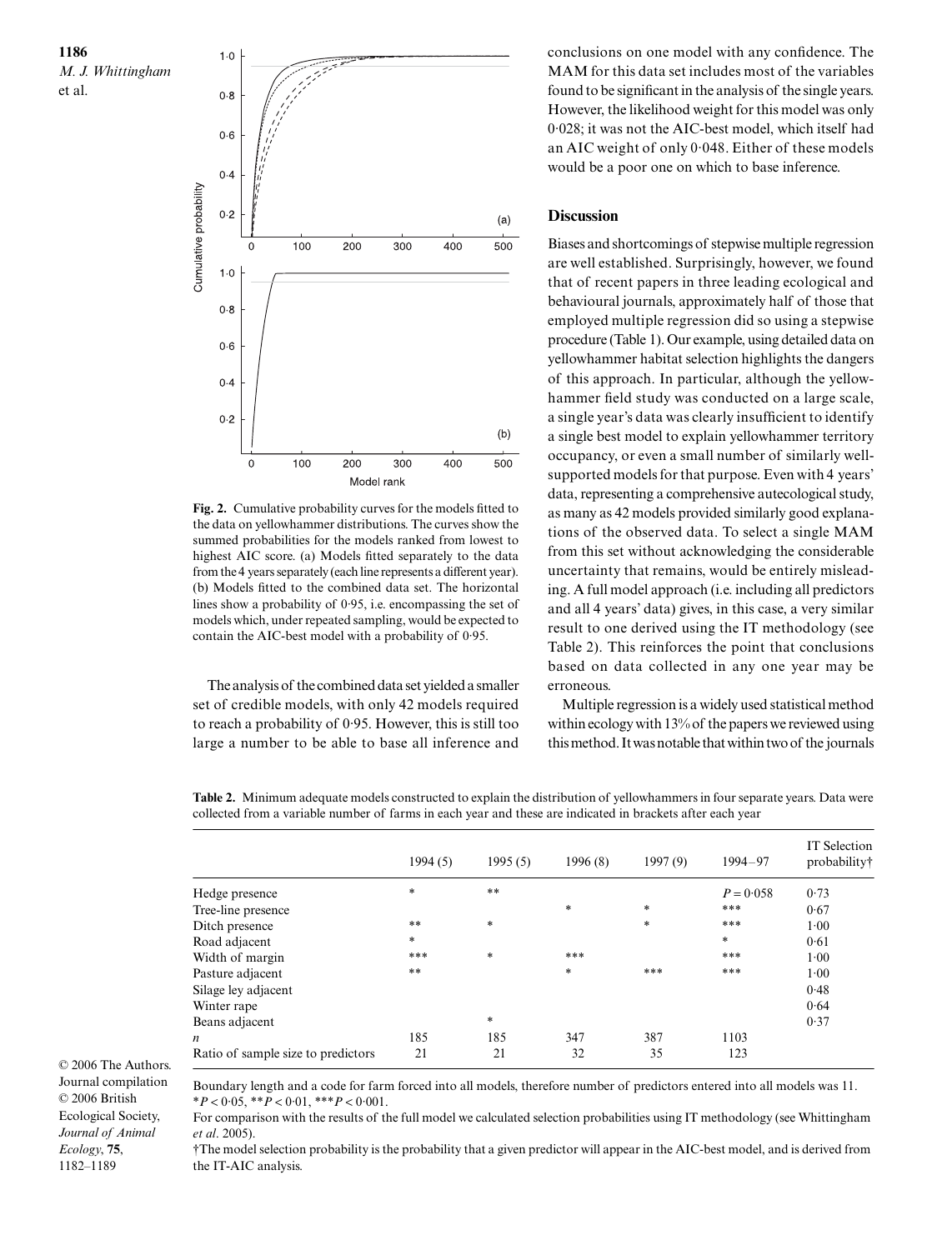Cumulative probability

1·0
0·8
0·6
0·4
0·2

(a)

0 100 200 300 400 500

1·0
0·8
0·6
0·4
0·2

(b)

0 100 200 300 400 500

Model rank

**Fig. 2.** Cumulative probability curves for the models fitted to the data on yellowhammer distributions. The curves show the summed probabilities for the models ranked from lowest to highest AIC score. (a) Models fitted separately to the data from the 4 years separately (each line represents a different year). (b) Models fitted to the combined data set. The horizontal lines show a probability of 0·95, i.e. encompassing the set of models which, under repeated sampling, would be expected to contain the AIC-best model with a probability of 0·95.

The analysis of the combined data set yielded a smaller set of credible models, with only 42 models required to reach a probability of 0·95. However, this is still too large a number to be able to base all inference and conclusions on one model with any confidence. The MAM for this data set includes most of the variables found to be significant in the analysis of the single years. However, the likelihood weight for this model was only 0·028; it was not the AIC-best model, which itself had an AIC weight of only 0·048. Either of these models would be a poor one on which to base inference.

## Discussion

Biases and shortcomings of stepwise multiple regression are well established. Surprisingly, however, we found that of recent papers in three leading ecological and behavioural journals, approximately half of those that employed multiple regression did so using a stepwise procedure (Table 1). Our example, using detailed data on yellowhammer habitat selection highlights the dangers of this approach. In particular, although the yellowhammer field study was conducted on a large scale, a single year's data was clearly insufficient to identify a single best model to explain yellowhammer territory occupancy, or even a small number of similarly well-supported models for that purpose. Even with 4 years' data, representing a comprehensive autecological study, as many as 42 models provided similarly good explanations of the observed data. To select a single MAM from this set without acknowledging the considerable uncertainty that remains, would be entirely misleading. A full model approach (i.e. including all predictors and all 4 years' data) gives, in this case, a very similar result to one derived using the IT methodology (see Table 2). This reinforces the point that conclusions based on data collected in any one year may be erroneous.

Multiple regression is a widely used statistical method within ecology with 13% of the papers we reviewed using this method. It was notable that within two of the journals

**Table 2.** Minimum adequate models constructed to explain the distribution of yellowhammers in four separate years. Data were collected from a variable number of farms in each year and these are indicated in brackets after each year

| | 1994 (5) | 1995 (5) | 1996 (8) | 1997 (9) | 1994–97 | IT Selection probability† |
|---|---|---|---|---|---|---|
| Hedge presence | * | ** | | | $P = 0·058$ | 0·73 |
| Tree-line presence | | | * | * | *** | 0·67 |
| Ditch presence | ** | * | | * | *** | 1·00 |
| Road adjacent | * | | | | * | 0·61 |
| Width of margin | *** | * | *** | | *** | 1·00 |
| Pasture adjacent | ** | | * | *** | *** | 1·00 |
| Silage ley adjacent | | | | | | 0·48 |
| Winter rape | | | | | | 0·64 |
| Beans adjacent | | * | | | | 0·37 |
| $n$ | 185 | 185 | 347 | 387 | 1103 | |
| Ratio of sample size to predictors | 21 | 21 | 32 | 35 | 123 | |

Boundary length and a code for farm forced into all models, therefore number of predictors entered into all models was 11.
*$P < 0·05$, **$P < 0·01$, ***$P < 0·001$.
For comparison with the results of the full model we calculated selection probabilities using IT methodology (see Whittingham *et al*. 2005).
†The model selection probability is the probability that a given predictor will appear in the AIC-best model, and is derived from the IT-AIC analysis.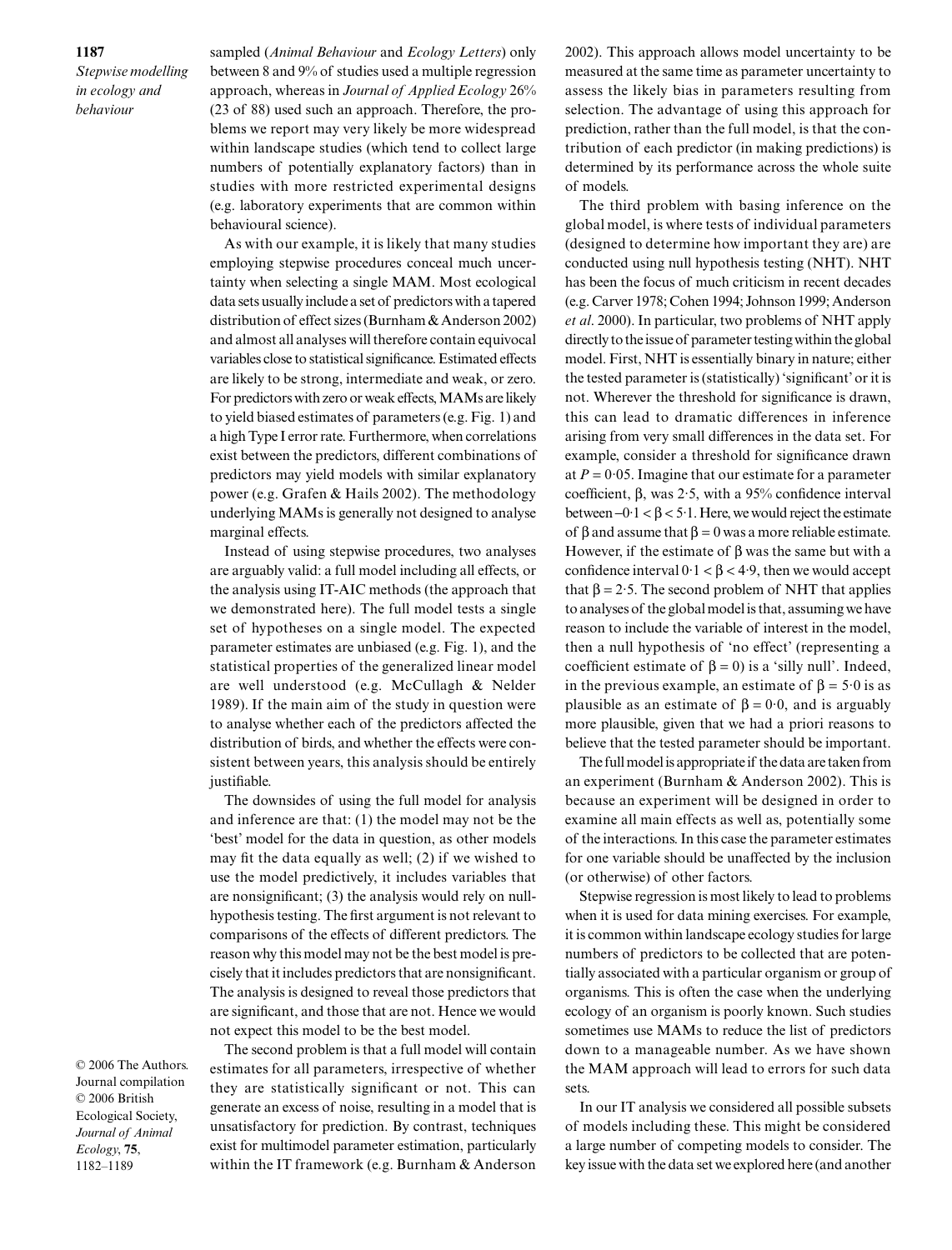sampled (*Animal Behaviour* and *Ecology Letters*) only between 8 and 9% of studies used a multiple regression approach, whereas in *Journal of Applied Ecology* 26% (23 of 88) used such an approach. Therefore, the problems we report may very likely be more widespread within landscape studies (which tend to collect large numbers of potentially explanatory factors) than in studies with more restricted experimental designs (e.g. laboratory experiments that are common within behavioural science).

As with our example, it is likely that many studies employing stepwise procedures conceal much uncertainty when selecting a single MAM. Most ecological data sets usually include a set of predictors with a tapered distribution of effect sizes (Burnham & Anderson 2002) and almost all analyses will therefore contain equivocal variables close to statistical significance. Estimated effects are likely to be strong, intermediate and weak, or zero. For predictors with zero or weak effects, MAMs are likely to yield biased estimates of parameters (e.g. Fig. 1) and a high Type I error rate. Furthermore, when correlations exist between the predictors, different combinations of predictors may yield models with similar explanatory power (e.g. Grafen & Hails 2002). The methodology underlying MAMs is generally not designed to analyse marginal effects.

Instead of using stepwise procedures, two analyses are arguably valid: a full model including all effects, or the analysis using IT-AIC methods (the approach that we demonstrated here). The full model tests a single set of hypotheses on a single model. The expected parameter estimates are unbiased (e.g. Fig. 1), and the statistical properties of the generalized linear model are well understood (e.g. McCullagh & Nelder 1989). If the main aim of the study in question were to analyse whether each of the predictors affected the distribution of birds, and whether the effects were consistent between years, this analysis should be entirely justifiable.

The downsides of using the full model for analysis and inference are that: (1) the model may not be the 'best' model for the data in question, as other models may fit the data equally as well; (2) if we wished to use the model predictively, it includes variables that are nonsignificant; (3) the analysis would rely on null-hypothesis testing. The first argument is not relevant to comparisons of the effects of different predictors. The reason why this model may not be the best model is precisely that it includes predictors that are nonsignificant. The analysis is designed to reveal those predictors that are significant, and those that are not. Hence we would not expect this model to be the best model.

The second problem is that a full model will contain estimates for all parameters, irrespective of whether they are statistically significant or not. This can generate an excess of noise, resulting in a model that is unsatisfactory for prediction. By contrast, techniques exist for multimodel parameter estimation, particularly within the IT framework (e.g. Burnham & Anderson 2002). This approach allows model uncertainty to be measured at the same time as parameter uncertainty to assess the likely bias in parameters resulting from selection. The advantage of using this approach for prediction, rather than the full model, is that the contribution of each predictor (in making predictions) is determined by its performance across the whole suite of models.

The third problem with basing inference on the global model, is where tests of individual parameters (designed to determine how important they are) are conducted using null hypothesis testing (NHT). NHT has been the focus of much criticism in recent decades (e.g. Carver 1978; Cohen 1994; Johnson 1999; Anderson *et al*. 2000). In particular, two problems of NHT apply directly to the issue of parameter testing within the global model. First, NHT is essentially binary in nature; either the tested parameter is (statistically) 'significant' or it is not. Wherever the threshold for significance is drawn, this can lead to dramatic differences in inference arising from very small differences in the data set. For example, consider a threshold for significance drawn at $P = 0{\cdot}05$. Imagine that our estimate for a parameter coefficient, $\beta$, was 2·5, with a 95% confidence interval between $-0{\cdot}1 < \beta < 5{\cdot}1$. Here, we would reject the estimate of $\beta$ and assume that $\beta = 0$ was a more reliable estimate. However, if the estimate of $\beta$ was the same but with a confidence interval $0{\cdot}1 < \beta < 4{\cdot}9$, then we would accept that $\beta = 2{\cdot}5$. The second problem of NHT that applies to analyses of the global model is that, assuming we have reason to include the variable of interest in the model, then a null hypothesis of 'no effect' (representing a coefficient estimate of $\beta = 0$) is a 'silly null'. Indeed, in the previous example, an estimate of $\beta = 5{\cdot}0$ is as plausible as an estimate of $\beta = 0{\cdot}0$, and is arguably more plausible, given that we had a priori reasons to believe that the tested parameter should be important.

The full model is appropriate if the data are taken from an experiment (Burnham & Anderson 2002). This is because an experiment will be designed in order to examine all main effects as well as, potentially some of the interactions. In this case the parameter estimates for one variable should be unaffected by the inclusion (or otherwise) of other factors.

Stepwise regression is most likely to lead to problems when it is used for data mining exercises. For example, it is common within landscape ecology studies for large numbers of predictors to be collected that are potentially associated with a particular organism or group of organisms. This is often the case when the underlying ecology of an organism is poorly known. Such studies sometimes use MAMs to reduce the list of predictors down to a manageable number. As we have shown the MAM approach will lead to errors for such data sets.

In our IT analysis we considered all possible subsets of models including these. This might be considered a large number of competing models to consider. The key issue with the data set we explored here (and another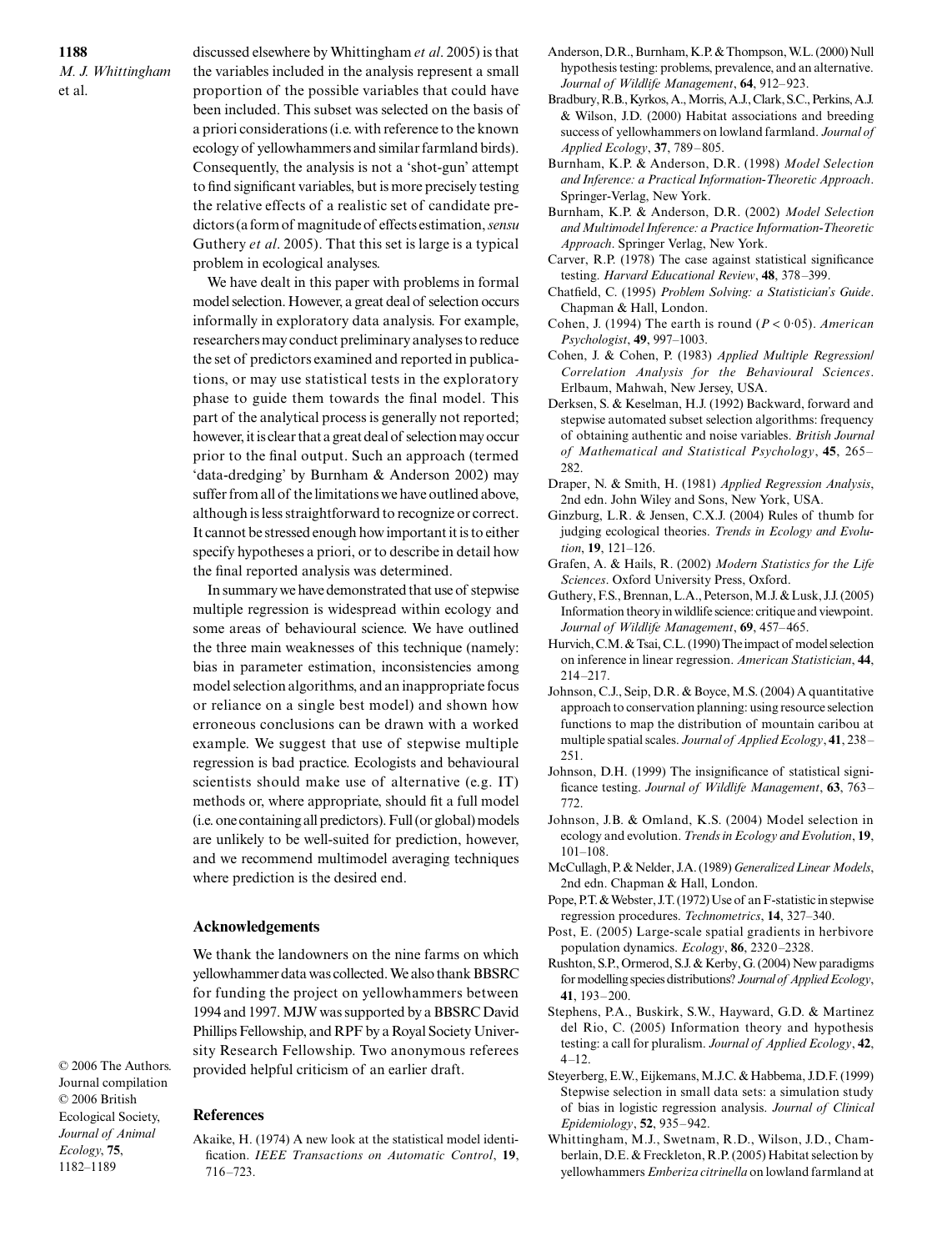discussed elsewhere by Whittingham *et al*. 2005) is that the variables included in the analysis represent a small proportion of the possible variables that could have been included. This subset was selected on the basis of a priori considerations (i.e. with reference to the known ecology of yellowhammers and similar farmland birds). Consequently, the analysis is not a 'shot-gun' attempt to find significant variables, but is more precisely testing the relative effects of a realistic set of candidate predictors (a form of magnitude of effects estimation, *sensu* Guthery *et al*. 2005). That this set is large is a typical problem in ecological analyses.

We have dealt in this paper with problems in formal model selection. However, a great deal of selection occurs informally in exploratory data analysis. For example, researchers may conduct preliminary analyses to reduce the set of predictors examined and reported in publications, or may use statistical tests in the exploratory phase to guide them towards the final model. This part of the analytical process is generally not reported; however, it is clear that a great deal of selection may occur prior to the final output. Such an approach (termed 'data-dredging' by Burnham & Anderson 2002) may suffer from all of the limitations we have outlined above, although is less straightforward to recognize or correct. It cannot be stressed enough how important it is to either specify hypotheses a priori, or to describe in detail how the final reported analysis was determined.

In summary we have demonstrated that use of stepwise multiple regression is widespread within ecology and some areas of behavioural science. We have outlined the three main weaknesses of this technique (namely: bias in parameter estimation, inconsistencies among model selection algorithms, and an inappropriate focus or reliance on a single best model) and shown how erroneous conclusions can be drawn with a worked example. We suggest that use of stepwise multiple regression is bad practice. Ecologists and behavioural scientists should make use of alternative (e.g. IT) methods or, where appropriate, should fit a full model (i.e. one containing all predictors). Full (or global) models are unlikely to be well-suited for prediction, however, and we recommend multimodel averaging techniques where prediction is the desired end.

## Acknowledgements

We thank the landowners on the nine farms on which yellowhammer data was collected. We also thank BBSRC for funding the project on yellowhammers between 1994 and 1997. MJW was supported by a BBSRC David Phillips Fellowship, and RPF by a Royal Society University Research Fellowship. Two anonymous referees provided helpful criticism of an earlier draft.

## References

Akaike, H. (1974) A new look at the statistical model identification. *IEEE Transactions on Automatic Control*, **19**, 716–723.

Anderson, D.R., Burnham, K.P. & Thompson, W.L. (2000) Null hypothesis testing: problems, prevalence, and an alternative. *Journal of Wildlife Management*, **64**, 912–923.

Bradbury, R.B., Kyrkos, A., Morris, A.J., Clark, S.C., Perkins, A.J. & Wilson, J.D. (2000) Habitat associations and breeding success of yellowhammers on lowland farmland. *Journal of Applied Ecology*, **37**, 789–805.

Burnham, K.P. & Anderson, D.R. (1998) *Model Selection and Inference: a Practical Information-Theoretic Approach*. Springer-Verlag, New York.

Burnham, K.P. & Anderson, D.R. (2002) *Model Selection and Multimodel Inference: a Practice Information-Theoretic Approach*. Springer Verlag, New York.

Carver, R.P. (1978) The case against statistical significance testing. *Harvard Educational Review*, **48**, 378–399.

Chatfield, C. (1995) *Problem Solving: a Statistician's Guide*. Chapman & Hall, London.

Cohen, J. (1994) The earth is round ($P < 0{\cdot}05$). *American Psychologist*, **49**, 997–1003.

Cohen, J. & Cohen, P. (1983) *Applied Multiple Regression/Correlation Analysis for the Behavioural Sciences*. Erlbaum, Mahwah, New Jersey, USA.

Derksen, S. & Keselman, H.J. (1992) Backward, forward and stepwise automated subset selection algorithms: frequency of obtaining authentic and noise variables. *British Journal of Mathematical and Statistical Psychology*, **45**, 265–282.

Draper, N. & Smith, H. (1981) *Applied Regression Analysis*, 2nd edn. John Wiley and Sons, New York, USA.

Ginzburg, L.R. & Jensen, C.X.J. (2004) Rules of thumb for judging ecological theories. *Trends in Ecology and Evolution*, **19**, 121–126.

Grafen, A. & Hails, R. (2002) *Modern Statistics for the Life Sciences*. Oxford University Press, Oxford.

Guthery, F.S., Brennan, L.A., Peterson, M.J. & Lusk, J.J. (2005) Information theory in wildlife science: critique and viewpoint. *Journal of Wildlife Management*, **69**, 457–465.

Hurvich, C.M. & Tsai, C.L. (1990) The impact of model selection on inference in linear regression. *American Statistician*, **44**, 214–217.

Johnson, C.J., Seip, D.R. & Boyce, M.S. (2004) A quantitative approach to conservation planning: using resource selection functions to map the distribution of mountain caribou at multiple spatial scales. *Journal of Applied Ecology*, **41**, 238–251.

Johnson, D.H. (1999) The insignificance of statistical significance testing. *Journal of Wildlife Management*, **63**, 763–772.

Johnson, J.B. & Omland, K.S. (2004) Model selection in ecology and evolution. *Trends in Ecology and Evolution*, **19**, 101–108.

McCullagh, P. & Nelder, J.A. (1989) *Generalized Linear Models*, 2nd edn. Chapman & Hall, London.

Pope, P.T. & Webster, J.T. (1972) Use of an F-statistic in stepwise regression procedures. *Technometrics*, **14**, 327–340.

Post, E. (2005) Large-scale spatial gradients in herbivore population dynamics. *Ecology*, **86**, 2320–2328.

Rushton, S.P., Ormerod, S.J. & Kerby, G. (2004) New paradigms for modelling species distributions? *Journal of Applied Ecology*, **41**, 193–200.

Stephens, P.A., Buskirk, S.W., Hayward, G.D. & Martinez del Rio, C. (2005) Information theory and hypothesis testing: a call for pluralism. *Journal of Applied Ecology*, **42**, 4–12.

Steyerberg, E.W., Eijkemans, M.J.C. & Habbema, J.D.F. (1999) Stepwise selection in small data sets: a simulation study of bias in logistic regression analysis. *Journal of Clinical Epidemiology*, **52**, 935–942.

Whittingham, M.J., Swetnam, R.D., Wilson, J.D., Chamberlain, D.E. & Freckleton, R.P. (2005) Habitat selection by yellowhammers *Emberiza citrinella* on lowland farmland at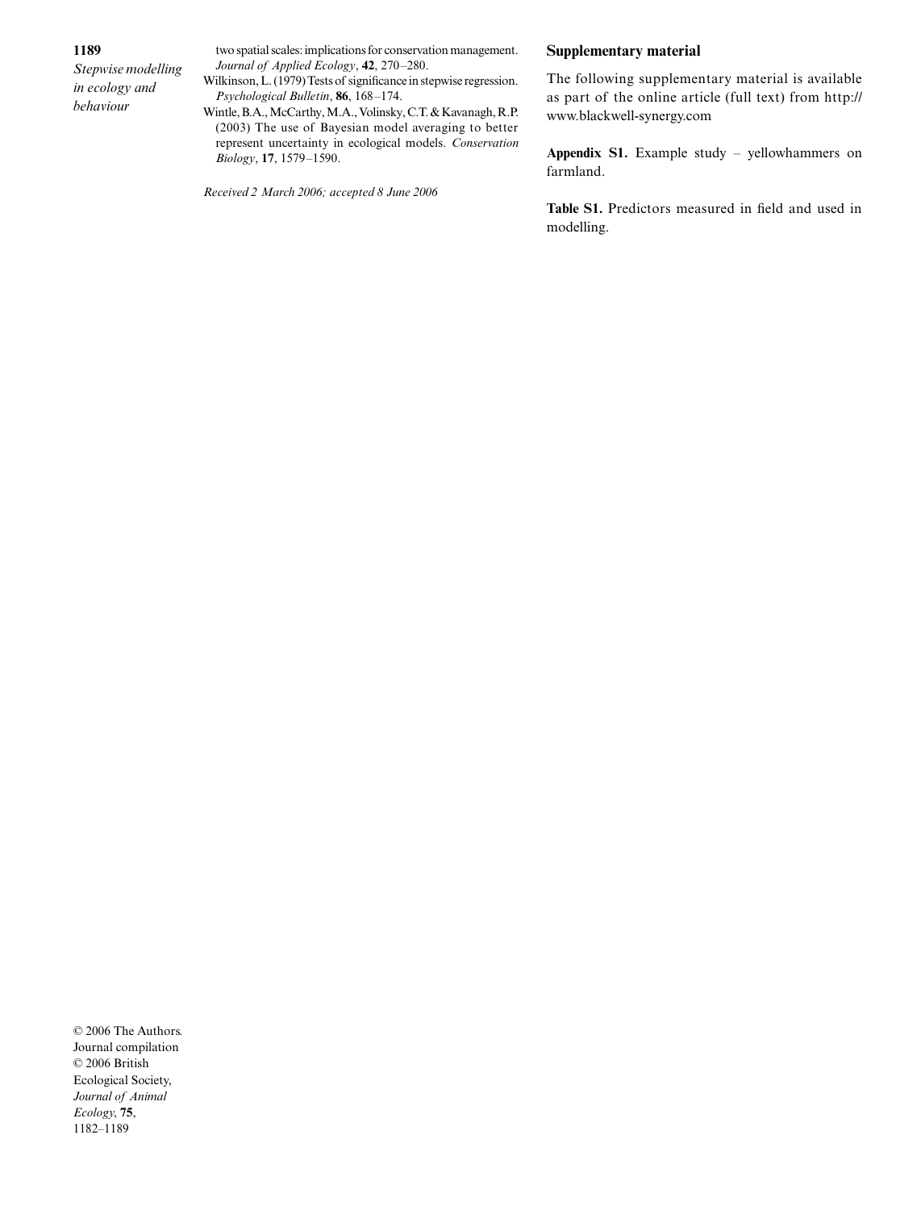two spatial scales: implications for conservation management. *Journal of Applied Ecology*, **42**, 270–280.

Wilkinson, L. (1979) Tests of significance in stepwise regression. *Psychological Bulletin*, **86**, 168–174.

Wintle, B.A., McCarthy, M.A., Volinsky, C.T. & Kavanagh, R.P. (2003) The use of Bayesian model averaging to better represent uncertainty in ecological models. *Conservation Biology*, **17**, 1579–1590.

*Received 2 March 2006; accepted 8 June 2006*

## Supplementary material

The following supplementary material is available as part of the online article (full text) from http://www.blackwell-synergy.com

**Appendix S1.** Example study – yellowhammers on farmland.

**Table S1.** Predictors measured in field and used in modelling.